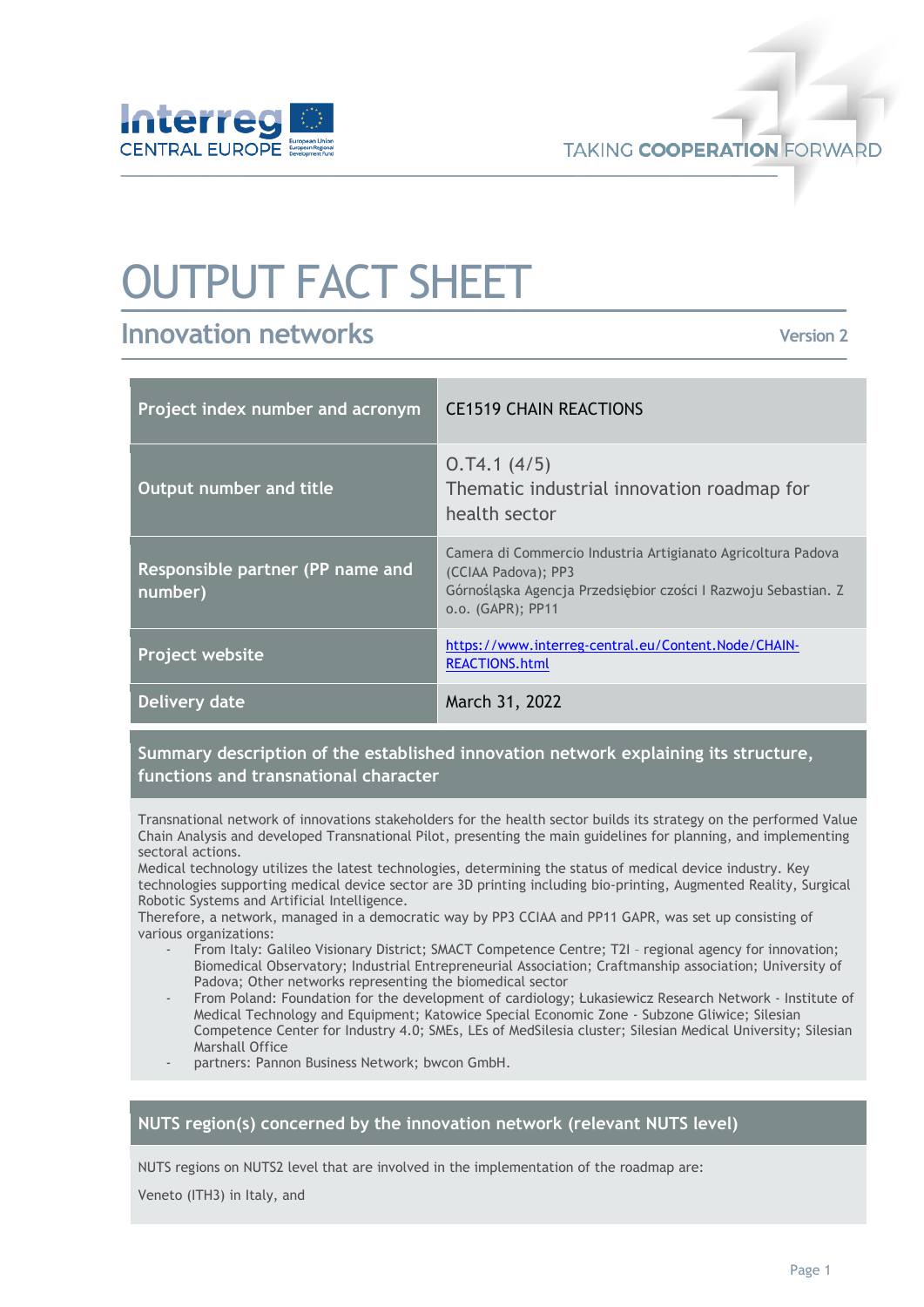# OUTPUT FACT SHEET

## Innovation networks

Version 2

| Project index number and acronym | CE1519 CHAIN REACTIONS |
|---|---|
| Output number and title | O.T4.1 (4/5)<br>Thematic industrial innovation roadmap for health sector |
| Responsible partner (PP name and number) | Camera di Commercio Industria Artigianato Agricoltura Padova (CCIAA Padova); PP3<br>Górnośląska Agencja Przedsiębior czości I Razwoju Sebastian. Z o.o. (GAPR); PP11 |
| Project website | https://www.interreg-central.eu/Content.Node/CHAIN-REACTIONS.html |
| Delivery date | March 31, 2022 |

### Summary description of the established innovation network explaining its structure, functions and transnational character

Transnational network of innovations stakeholders for the health sector builds its strategy on the performed Value Chain Analysis and developed Transnational Pilot, presenting the main guidelines for planning, and implementing sectoral actions.
Medical technology utilizes the latest technologies, determining the status of medical device industry. Key technologies supporting medical device sector are 3D printing including bio-printing, Augmented Reality, Surgical Robotic Systems and Artificial Intelligence.
Therefore, a network, managed in a democratic way by PP3 CCIAA and PP11 GAPR, was set up consisting of various organizations:

- From Italy: Galileo Visionary District; SMACT Competence Centre; T2I – regional agency for innovation; Biomedical Observatory; Industrial Entrepreneurial Association; Craftmanship association; University of Padova; Other networks representing the biomedical sector
- From Poland: Foundation for the development of cardiology; Łukasiewicz Research Network - Institute of Medical Technology and Equipment; Katowice Special Economic Zone - Subzone Gliwice; Silesian Competence Center for Industry 4.0; SMEs, LEs of MedSilesia cluster; Silesian Medical University; Silesian Marshall Office
- partners: Pannon Business Network; bwcon GmbH.

### NUTS region(s) concerned by the innovation network (relevant NUTS level)

NUTS regions on NUTS2 level that are involved in the implementation of the roadmap are:

Veneto (ITH3) in Italy, and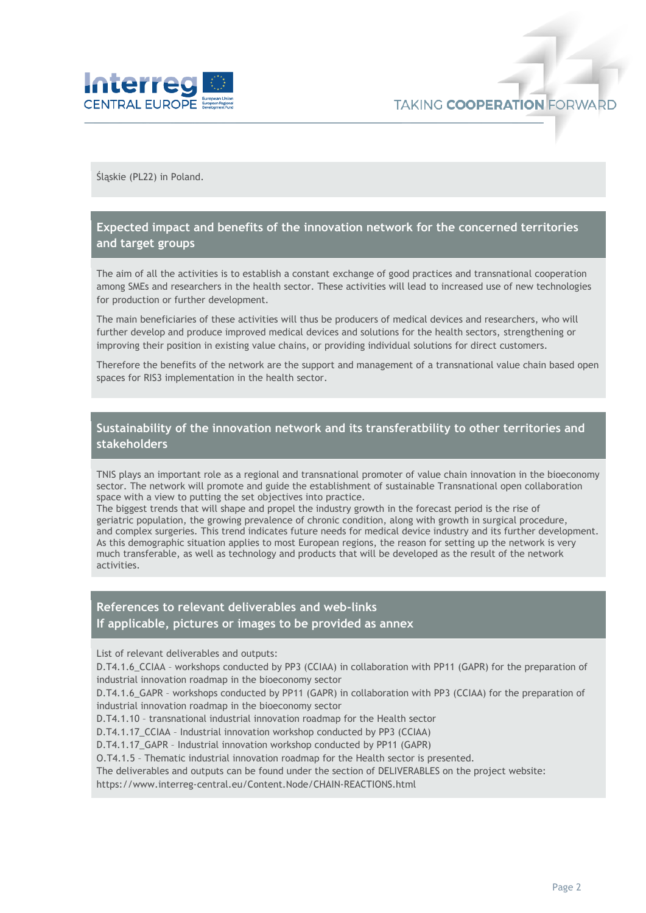Śląskie (PL22) in Poland.

## Expected impact and benefits of the innovation network for the concerned territories and target groups

The aim of all the activities is to establish a constant exchange of good practices and transnational cooperation among SMEs and researchers in the health sector. These activities will lead to increased use of new technologies for production or further development.

The main beneficiaries of these activities will thus be producers of medical devices and researchers, who will further develop and produce improved medical devices and solutions for the health sectors, strengthening or improving their position in existing value chains, or providing individual solutions for direct customers.

Therefore the benefits of the network are the support and management of a transnational value chain based open spaces for RIS3 implementation in the health sector.

## Sustainability of the innovation network and its transferatbility to other territories and stakeholders

TNIS plays an important role as a regional and transnational promoter of value chain innovation in the bioeconomy sector. The network will promote and guide the establishment of sustainable Transnational open collaboration space with a view to putting the set objectives into practice.
The biggest trends that will shape and propel the industry growth in the forecast period is the rise of geriatric population, the growing prevalence of chronic condition, along with growth in surgical procedure, and complex surgeries. This trend indicates future needs for medical device industry and its further development. As this demographic situation applies to most European regions, the reason for setting up the network is very much transferable, as well as technology and products that will be developed as the result of the network activities.

## References to relevant deliverables and web-links
## If applicable, pictures or images to be provided as annex

List of relevant deliverables and outputs:
D.T4.1.6_CCIAA – workshops conducted by PP3 (CCIAA) in collaboration with PP11 (GAPR) for the preparation of industrial innovation roadmap in the bioeconomy sector
D.T4.1.6_GAPR – workshops conducted by PP11 (GAPR) in collaboration with PP3 (CCIAA) for the preparation of industrial innovation roadmap in the bioeconomy sector
D.T4.1.10 – transnational industrial innovation roadmap for the Health sector
D.T4.1.17_CCIAA – Industrial innovation workshop conducted by PP3 (CCIAA)
D.T4.1.17_GAPR – Industrial innovation workshop conducted by PP11 (GAPR)
O.T4.1.5 – Thematic industrial innovation roadmap for the Health sector is presented.
The deliverables and outputs can be found under the section of DELIVERABLES on the project website:
https://www.interreg-central.eu/Content.Node/CHAIN-REACTIONS.html